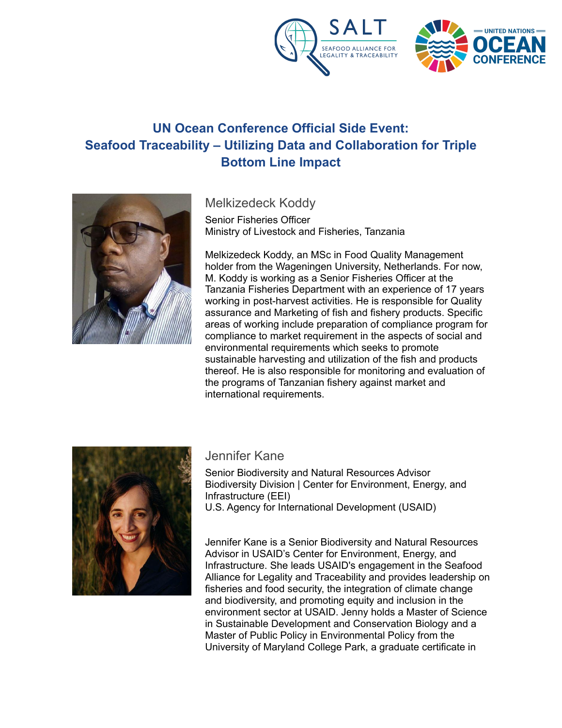# UN Ocean Conference Official Side Event: Seafood Traceability – Utilizing Data and Collaboration for Triple Bottom Line Impact

## Melkizedeck Koddy

Senior Fisheries Officer
Ministry of Livestock and Fisheries, Tanzania

Melkizedeck Koddy, an MSc in Food Quality Management holder from the Wageningen University, Netherlands. For now, M. Koddy is working as a Senior Fisheries Officer at the Tanzania Fisheries Department with an experience of 17 years working in post-harvest activities. He is responsible for Quality assurance and Marketing of fish and fishery products. Specific areas of working include preparation of compliance program for compliance to market requirement in the aspects of social and environmental requirements which seeks to promote sustainable harvesting and utilization of the fish and products thereof. He is also responsible for monitoring and evaluation of the programs of Tanzanian fishery against market and international requirements.

## Jennifer Kane

Senior Biodiversity and Natural Resources Advisor
Biodiversity Division | Center for Environment, Energy, and Infrastructure (EEI)
U.S. Agency for International Development (USAID)

Jennifer Kane is a Senior Biodiversity and Natural Resources Advisor in USAID's Center for Environment, Energy, and Infrastructure. She leads USAID's engagement in the Seafood Alliance for Legality and Traceability and provides leadership on fisheries and food security, the integration of climate change and biodiversity, and promoting equity and inclusion in the environment sector at USAID. Jenny holds a Master of Science in Sustainable Development and Conservation Biology and a Master of Public Policy in Environmental Policy from the University of Maryland College Park, a graduate certificate in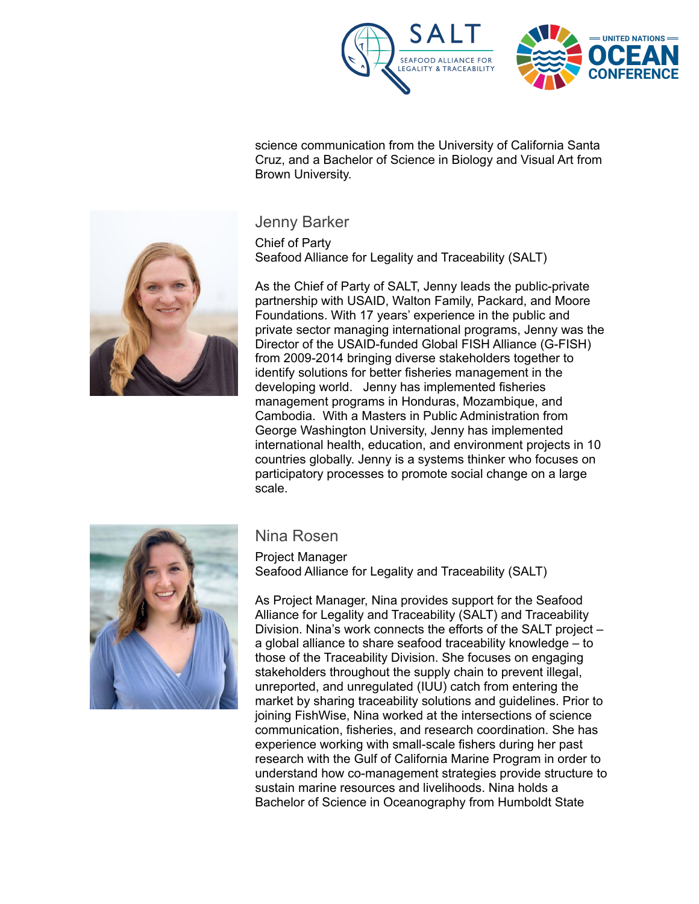science communication from the University of California Santa Cruz, and a Bachelor of Science in Biology and Visual Art from Brown University.

## Jenny Barker

Chief of Party
Seafood Alliance for Legality and Traceability (SALT)

As the Chief of Party of SALT, Jenny leads the public-private partnership with USAID, Walton Family, Packard, and Moore Foundations. With 17 years' experience in the public and private sector managing international programs, Jenny was the Director of the USAID-funded Global FISH Alliance (G-FISH) from 2009-2014 bringing diverse stakeholders together to identify solutions for better fisheries management in the developing world. Jenny has implemented fisheries management programs in Honduras, Mozambique, and Cambodia. With a Masters in Public Administration from George Washington University, Jenny has implemented international health, education, and environment projects in 10 countries globally. Jenny is a systems thinker who focuses on participatory processes to promote social change on a large scale.

## Nina Rosen

Project Manager
Seafood Alliance for Legality and Traceability (SALT)

As Project Manager, Nina provides support for the Seafood Alliance for Legality and Traceability (SALT) and Traceability Division. Nina's work connects the efforts of the SALT project – a global alliance to share seafood traceability knowledge – to those of the Traceability Division. She focuses on engaging stakeholders throughout the supply chain to prevent illegal, unreported, and unregulated (IUU) catch from entering the market by sharing traceability solutions and guidelines. Prior to joining FishWise, Nina worked at the intersections of science communication, fisheries, and research coordination. She has experience working with small-scale fishers during her past research with the Gulf of California Marine Program in order to understand how co-management strategies provide structure to sustain marine resources and livelihoods. Nina holds a Bachelor of Science in Oceanography from Humboldt State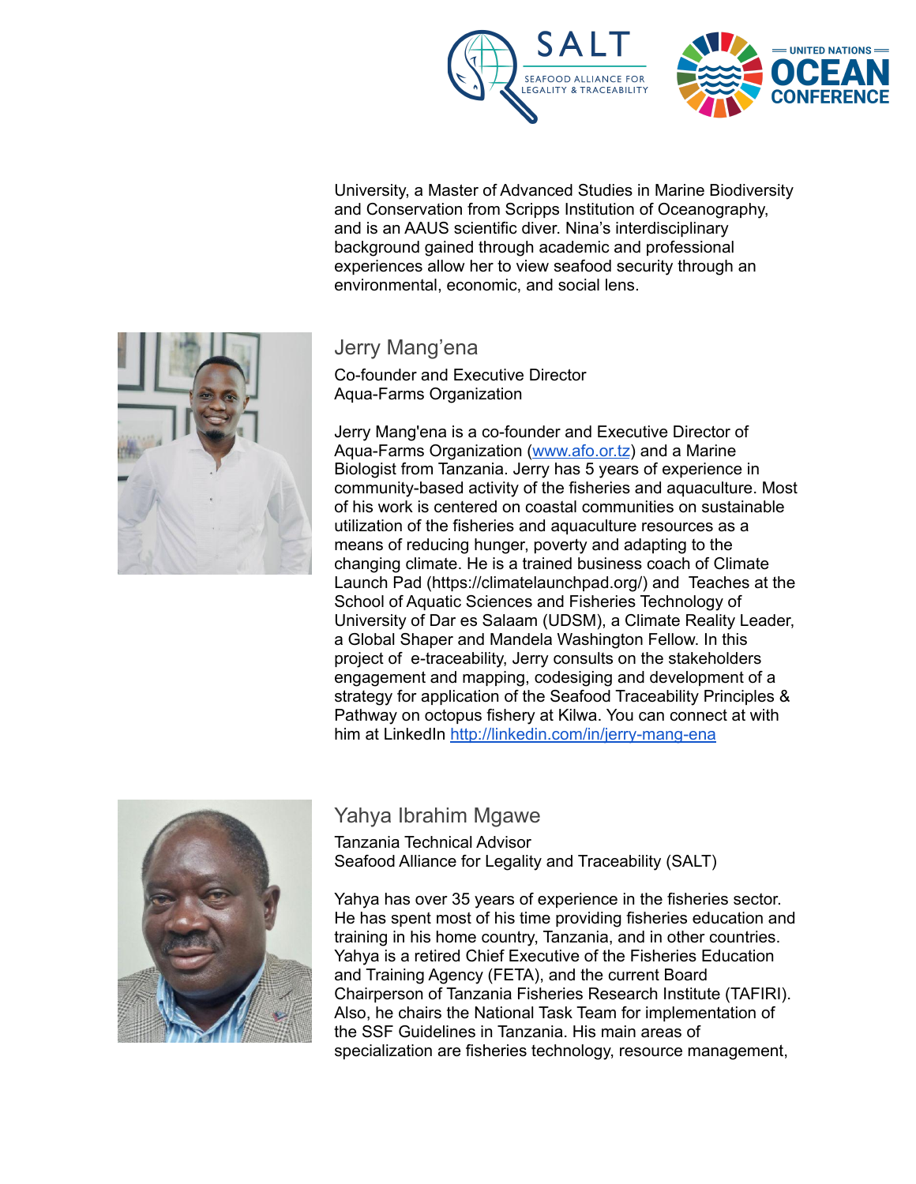University, a Master of Advanced Studies in Marine Biodiversity and Conservation from Scripps Institution of Oceanography, and is an AAUS scientific diver. Nina's interdisciplinary background gained through academic and professional experiences allow her to view seafood security through an environmental, economic, and social lens.

## Jerry Mang'ena

Co-founder and Executive Director
Aqua-Farms Organization

Jerry Mang'ena is a co-founder and Executive Director of Aqua-Farms Organization ([www.afo.or.tz](www.afo.or.tz)) and a Marine Biologist from Tanzania. Jerry has 5 years of experience in community-based activity of the fisheries and aquaculture. Most of his work is centered on coastal communities on sustainable utilization of the fisheries and aquaculture resources as a means of reducing hunger, poverty and adapting to the changing climate. He is a trained business coach of Climate Launch Pad (https://climatelaunchpad.org/) and Teaches at the School of Aquatic Sciences and Fisheries Technology of University of Dar es Salaam (UDSM), a Climate Reality Leader, a Global Shaper and Mandela Washington Fellow. In this project of e-traceability, Jerry consults on the stakeholders engagement and mapping, codesiging and development of a strategy for application of the Seafood Traceability Principles & Pathway on octopus fishery at Kilwa. You can connect at with him at LinkedIn [http://linkedin.com/in/jerry-mang-ena](http://linkedin.com/in/jerry-mang-ena)

## Yahya Ibrahim Mgawe

Tanzania Technical Advisor
Seafood Alliance for Legality and Traceability (SALT)

Yahya has over 35 years of experience in the fisheries sector. He has spent most of his time providing fisheries education and training in his home country, Tanzania, and in other countries. Yahya is a retired Chief Executive of the Fisheries Education and Training Agency (FETA), and the current Board Chairperson of Tanzania Fisheries Research Institute (TAFIRI). Also, he chairs the National Task Team for implementation of the SSF Guidelines in Tanzania. His main areas of specialization are fisheries technology, resource management,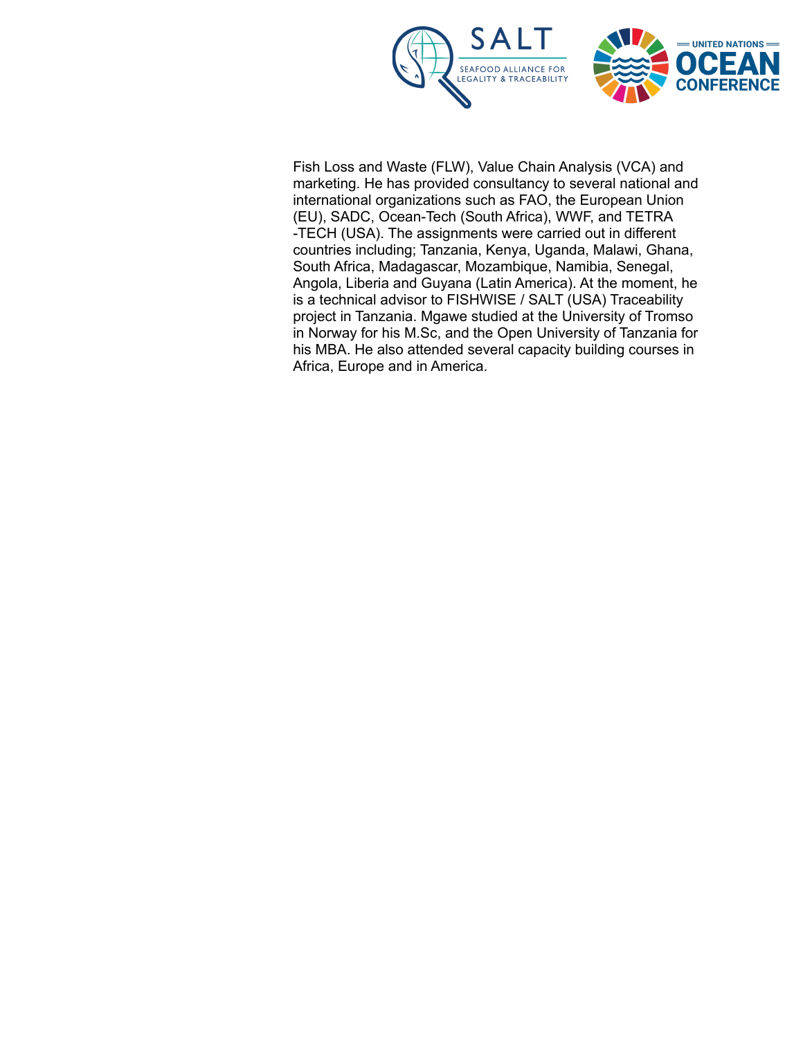Fish Loss and Waste (FLW), Value Chain Analysis (VCA) and marketing. He has provided consultancy to several national and international organizations such as FAO, the European Union (EU), SADC, Ocean-Tech (South Africa), WWF, and TETRA -TECH (USA). The assignments were carried out in different countries including; Tanzania, Kenya, Uganda, Malawi, Ghana, South Africa, Madagascar, Mozambique, Namibia, Senegal, Angola, Liberia and Guyana (Latin America). At the moment, he is a technical advisor to FISHWISE / SALT (USA) Traceability project in Tanzania. Mgawe studied at the University of Tromso in Norway for his M.Sc, and the Open University of Tanzania for his MBA. He also attended several capacity building courses in Africa, Europe and in America.